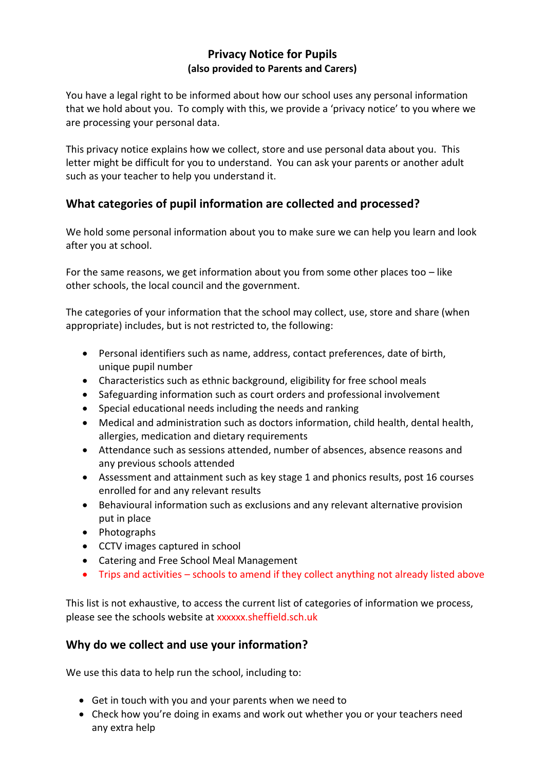# Privacy Notice for Pupils
**(also provided to Parents and Carers)**

You have a legal right to be informed about how our school uses any personal information that we hold about you. To comply with this, we provide a 'privacy notice' to you where we are processing your personal data.

This privacy notice explains how we collect, store and use personal data about you. This letter might be difficult for you to understand. You can ask your parents or another adult such as your teacher to help you understand it.

## What categories of pupil information are collected and processed?

We hold some personal information about you to make sure we can help you learn and look after you at school.

For the same reasons, we get information about you from some other places too – like other schools, the local council and the government.

The categories of your information that the school may collect, use, store and share (when appropriate) includes, but is not restricted to, the following:

- Personal identifiers such as name, address, contact preferences, date of birth, unique pupil number
- Characteristics such as ethnic background, eligibility for free school meals
- Safeguarding information such as court orders and professional involvement
- Special educational needs including the needs and ranking
- Medical and administration such as doctors information, child health, dental health, allergies, medication and dietary requirements
- Attendance such as sessions attended, number of absences, absence reasons and any previous schools attended
- Assessment and attainment such as key stage 1 and phonics results, post 16 courses enrolled for and any relevant results
- Behavioural information such as exclusions and any relevant alternative provision put in place
- Photographs
- CCTV images captured in school
- Catering and Free School Meal Management
- Trips and activities – schools to amend if they collect anything not already listed above

This list is not exhaustive, to access the current list of categories of information we process, please see the schools website at xxxxxx.sheffield.sch.uk

## Why do we collect and use your information?

We use this data to help run the school, including to:

- Get in touch with you and your parents when we need to
- Check how you're doing in exams and work out whether you or your teachers need any extra help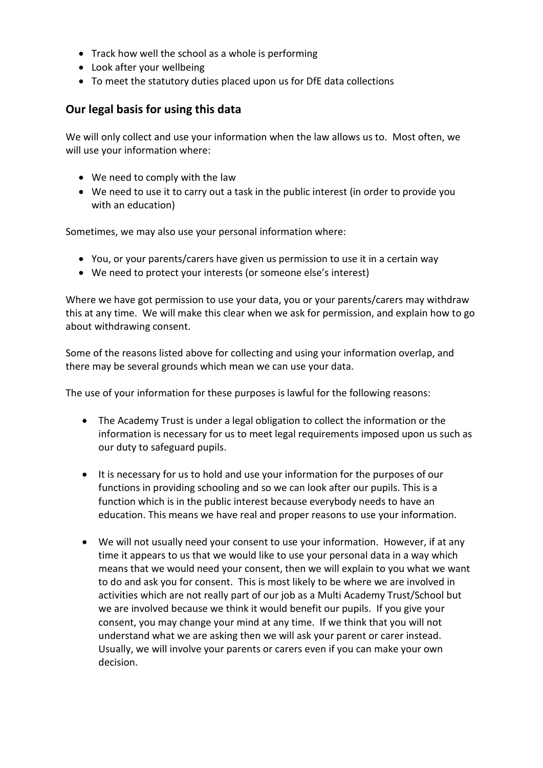- Track how well the school as a whole is performing
- Look after your wellbeing
- To meet the statutory duties placed upon us for DfE data collections

## Our legal basis for using this data

We will only collect and use your information when the law allows us to. Most often, we will use your information where:

- We need to comply with the law
- We need to use it to carry out a task in the public interest (in order to provide you with an education)

Sometimes, we may also use your personal information where:

- You, or your parents/carers have given us permission to use it in a certain way
- We need to protect your interests (or someone else's interest)

Where we have got permission to use your data, you or your parents/carers may withdraw this at any time. We will make this clear when we ask for permission, and explain how to go about withdrawing consent.

Some of the reasons listed above for collecting and using your information overlap, and there may be several grounds which mean we can use your data.

The use of your information for these purposes is lawful for the following reasons:

- The Academy Trust is under a legal obligation to collect the information or the information is necessary for us to meet legal requirements imposed upon us such as our duty to safeguard pupils.

- It is necessary for us to hold and use your information for the purposes of our functions in providing schooling and so we can look after our pupils. This is a function which is in the public interest because everybody needs to have an education. This means we have real and proper reasons to use your information.

- We will not usually need your consent to use your information. However, if at any time it appears to us that we would like to use your personal data in a way which means that we would need your consent, then we will explain to you what we want to do and ask you for consent. This is most likely to be where we are involved in activities which are not really part of our job as a Multi Academy Trust/School but we are involved because we think it would benefit our pupils. If you give your consent, you may change your mind at any time. If we think that you will not understand what we are asking then we will ask your parent or carer instead. Usually, we will involve your parents or carers even if you can make your own decision.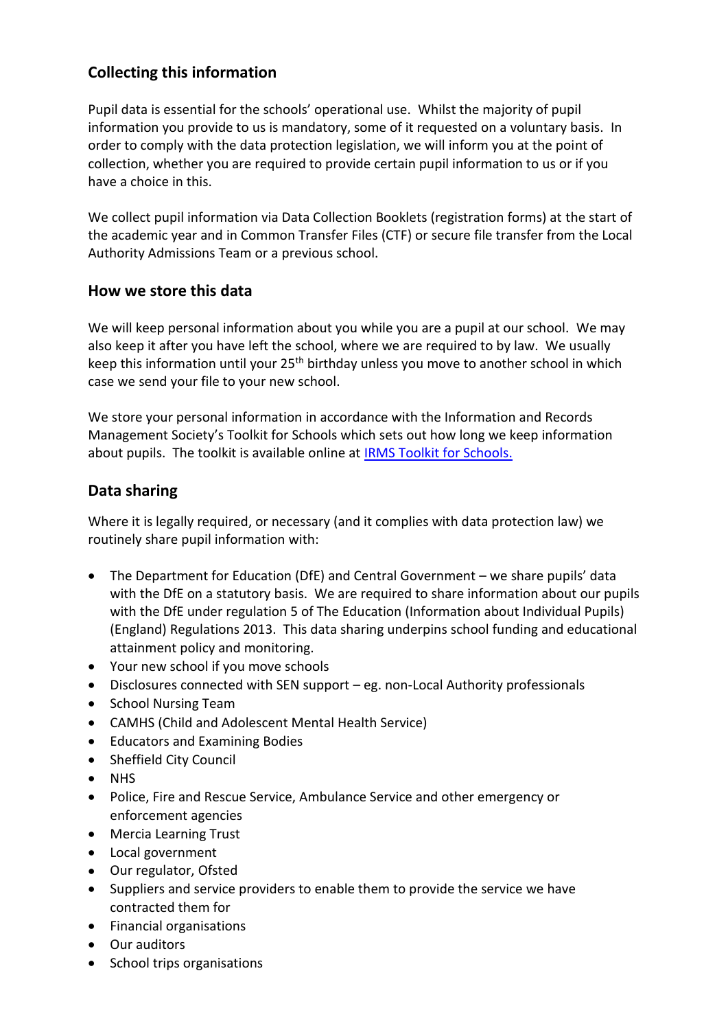## Collecting this information

Pupil data is essential for the schools' operational use. Whilst the majority of pupil information you provide to us is mandatory, some of it requested on a voluntary basis. In order to comply with the data protection legislation, we will inform you at the point of collection, whether you are required to provide certain pupil information to us or if you have a choice in this.

We collect pupil information via Data Collection Booklets (registration forms) at the start of the academic year and in Common Transfer Files (CTF) or secure file transfer from the Local Authority Admissions Team or a previous school.

## How we store this data

We will keep personal information about you while you are a pupil at our school. We may also keep it after you have left the school, where we are required to by law. We usually keep this information until your 25th birthday unless you move to another school in which case we send your file to your new school.

We store your personal information in accordance with the Information and Records Management Society's Toolkit for Schools which sets out how long we keep information about pupils. The toolkit is available online at [IRMS Toolkit for Schools.]()

## Data sharing

Where it is legally required, or necessary (and it complies with data protection law) we routinely share pupil information with:

- The Department for Education (DfE) and Central Government – we share pupils' data with the DfE on a statutory basis. We are required to share information about our pupils with the DfE under regulation 5 of The Education (Information about Individual Pupils) (England) Regulations 2013. This data sharing underpins school funding and educational attainment policy and monitoring.
- Your new school if you move schools
- Disclosures connected with SEN support – eg. non-Local Authority professionals
- School Nursing Team
- CAMHS (Child and Adolescent Mental Health Service)
- Educators and Examining Bodies
- Sheffield City Council
- NHS
- Police, Fire and Rescue Service, Ambulance Service and other emergency or enforcement agencies
- Mercia Learning Trust
- Local government
- Our regulator, Ofsted
- Suppliers and service providers to enable them to provide the service we have contracted them for
- Financial organisations
- Our auditors
- School trips organisations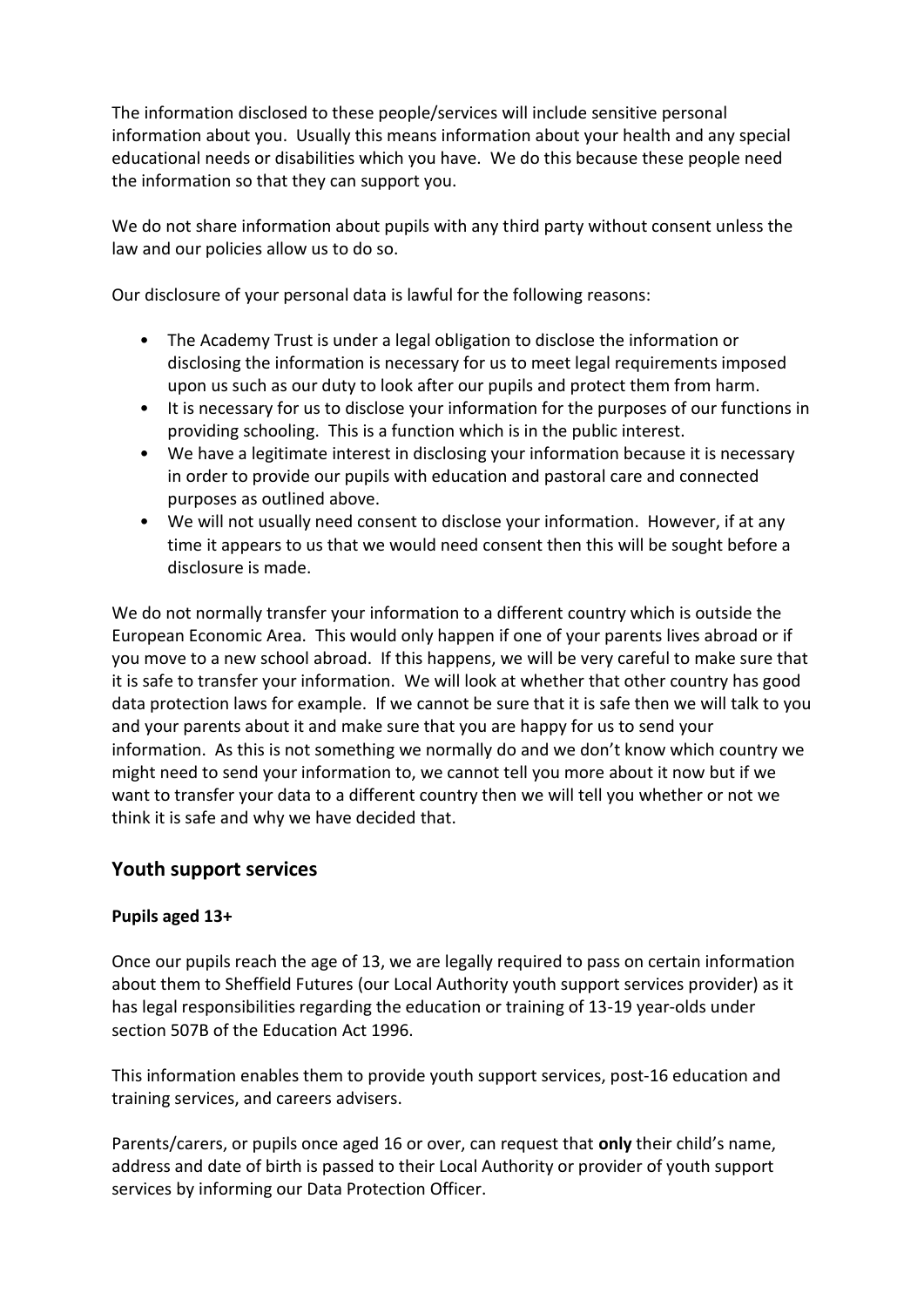The information disclosed to these people/services will include sensitive personal information about you. Usually this means information about your health and any special educational needs or disabilities which you have. We do this because these people need the information so that they can support you.

We do not share information about pupils with any third party without consent unless the law and our policies allow us to do so.

Our disclosure of your personal data is lawful for the following reasons:

- The Academy Trust is under a legal obligation to disclose the information or disclosing the information is necessary for us to meet legal requirements imposed upon us such as our duty to look after our pupils and protect them from harm.
- It is necessary for us to disclose your information for the purposes of our functions in providing schooling. This is a function which is in the public interest.
- We have a legitimate interest in disclosing your information because it is necessary in order to provide our pupils with education and pastoral care and connected purposes as outlined above.
- We will not usually need consent to disclose your information. However, if at any time it appears to us that we would need consent then this will be sought before a disclosure is made.

We do not normally transfer your information to a different country which is outside the European Economic Area. This would only happen if one of your parents lives abroad or if you move to a new school abroad. If this happens, we will be very careful to make sure that it is safe to transfer your information. We will look at whether that other country has good data protection laws for example. If we cannot be sure that it is safe then we will talk to you and your parents about it and make sure that you are happy for us to send your information. As this is not something we normally do and we don't know which country we might need to send your information to, we cannot tell you more about it now but if we want to transfer your data to a different country then we will tell you whether or not we think it is safe and why we have decided that.

## Youth support services

### Pupils aged 13+

Once our pupils reach the age of 13, we are legally required to pass on certain information about them to Sheffield Futures (our Local Authority youth support services provider) as it has legal responsibilities regarding the education or training of 13-19 year-olds under section 507B of the Education Act 1996.

This information enables them to provide youth support services, post-16 education and training services, and careers advisers.

Parents/carers, or pupils once aged 16 or over, can request that **only** their child's name, address and date of birth is passed to their Local Authority or provider of youth support services by informing our Data Protection Officer.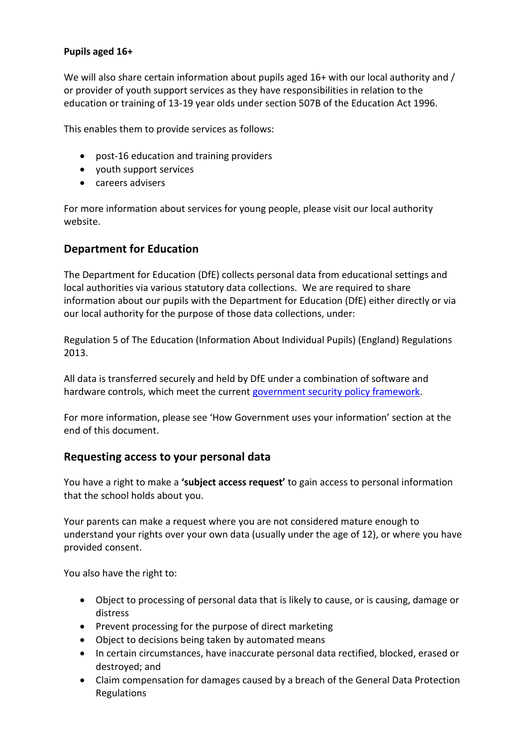**Pupils aged 16+**

We will also share certain information about pupils aged 16+ with our local authority and / or provider of youth support services as they have responsibilities in relation to the education or training of 13-19 year olds under section 507B of the Education Act 1996.

This enables them to provide services as follows:

- post-16 education and training providers
- youth support services
- careers advisers

For more information about services for young people, please visit our local authority website.

## Department for Education

The Department for Education (DfE) collects personal data from educational settings and local authorities via various statutory data collections. We are required to share information about our pupils with the Department for Education (DfE) either directly or via our local authority for the purpose of those data collections, under:

Regulation 5 of The Education (Information About Individual Pupils) (England) Regulations 2013.

All data is transferred securely and held by DfE under a combination of software and hardware controls, which meet the current government security policy framework.

For more information, please see 'How Government uses your information' section at the end of this document.

## Requesting access to your personal data

You have a right to make a **'subject access request'** to gain access to personal information that the school holds about you.

Your parents can make a request where you are not considered mature enough to understand your rights over your own data (usually under the age of 12), or where you have provided consent.

You also have the right to:

- Object to processing of personal data that is likely to cause, or is causing, damage or distress
- Prevent processing for the purpose of direct marketing
- Object to decisions being taken by automated means
- In certain circumstances, have inaccurate personal data rectified, blocked, erased or destroyed; and
- Claim compensation for damages caused by a breach of the General Data Protection Regulations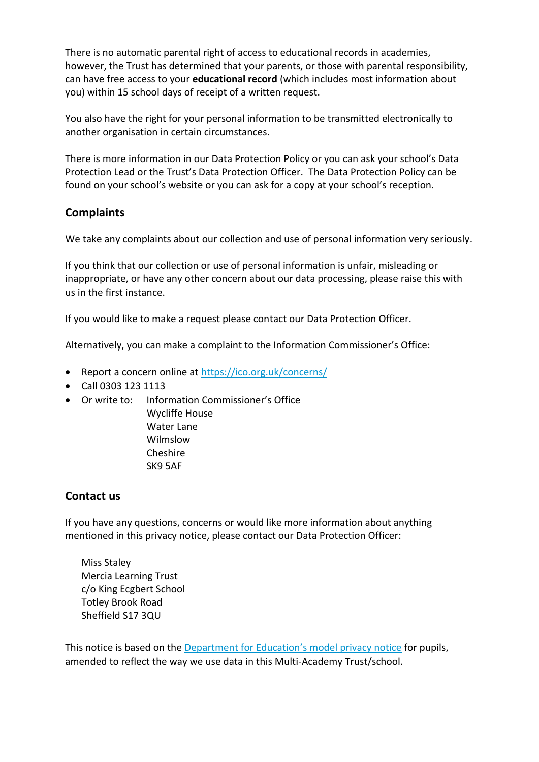There is no automatic parental right of access to educational records in academies, however, the Trust has determined that your parents, or those with parental responsibility, can have free access to your **educational record** (which includes most information about you) within 15 school days of receipt of a written request.

You also have the right for your personal information to be transmitted electronically to another organisation in certain circumstances.

There is more information in our Data Protection Policy or you can ask your school's Data Protection Lead or the Trust's Data Protection Officer. The Data Protection Policy can be found on your school's website or you can ask for a copy at your school's reception.

## Complaints

We take any complaints about our collection and use of personal information very seriously.

If you think that our collection or use of personal information is unfair, misleading or inappropriate, or have any other concern about our data processing, please raise this with us in the first instance.

If you would like to make a request please contact our Data Protection Officer.

Alternatively, you can make a complaint to the Information Commissioner's Office:

- Report a concern online at [https://ico.org.uk/concerns/](https://ico.org.uk/concerns/)
- Call 0303 123 1113
- Or write to: Information Commissioner's Office
  Wycliffe House
  Water Lane
  Wilmslow
  Cheshire
  SK9 5AF

## Contact us

If you have any questions, concerns or would like more information about anything mentioned in this privacy notice, please contact our Data Protection Officer:

Miss Staley
Mercia Learning Trust
c/o King Ecgbert School
Totley Brook Road
Sheffield S17 3QU

This notice is based on the [Department for Education's model privacy notice](#) for pupils, amended to reflect the way we use data in this Multi-Academy Trust/school.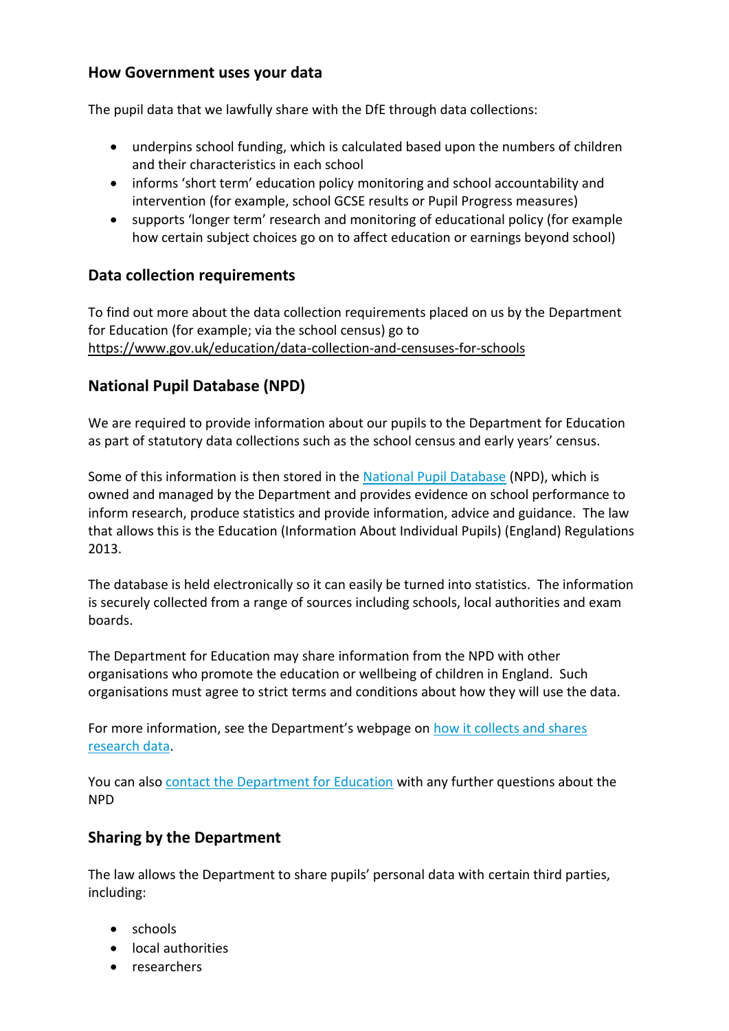## How Government uses your data

The pupil data that we lawfully share with the DfE through data collections:

- underpins school funding, which is calculated based upon the numbers of children and their characteristics in each school
- informs 'short term' education policy monitoring and school accountability and intervention (for example, school GCSE results or Pupil Progress measures)
- supports 'longer term' research and monitoring of educational policy (for example how certain subject choices go on to affect education or earnings beyond school)

## Data collection requirements

To find out more about the data collection requirements placed on us by the Department for Education (for example; via the school census) go to https://www.gov.uk/education/data-collection-and-censuses-for-schools

## National Pupil Database (NPD)

We are required to provide information about our pupils to the Department for Education as part of statutory data collections such as the school census and early years' census.

Some of this information is then stored in the National Pupil Database (NPD), which is owned and managed by the Department and provides evidence on school performance to inform research, produce statistics and provide information, advice and guidance. The law that allows this is the Education (Information About Individual Pupils) (England) Regulations 2013.

The database is held electronically so it can easily be turned into statistics. The information is securely collected from a range of sources including schools, local authorities and exam boards.

The Department for Education may share information from the NPD with other organisations who promote the education or wellbeing of children in England. Such organisations must agree to strict terms and conditions about how they will use the data.

For more information, see the Department's webpage on how it collects and shares research data.

You can also contact the Department for Education with any further questions about the NPD

## Sharing by the Department

The law allows the Department to share pupils' personal data with certain third parties, including:

- schools
- local authorities
- researchers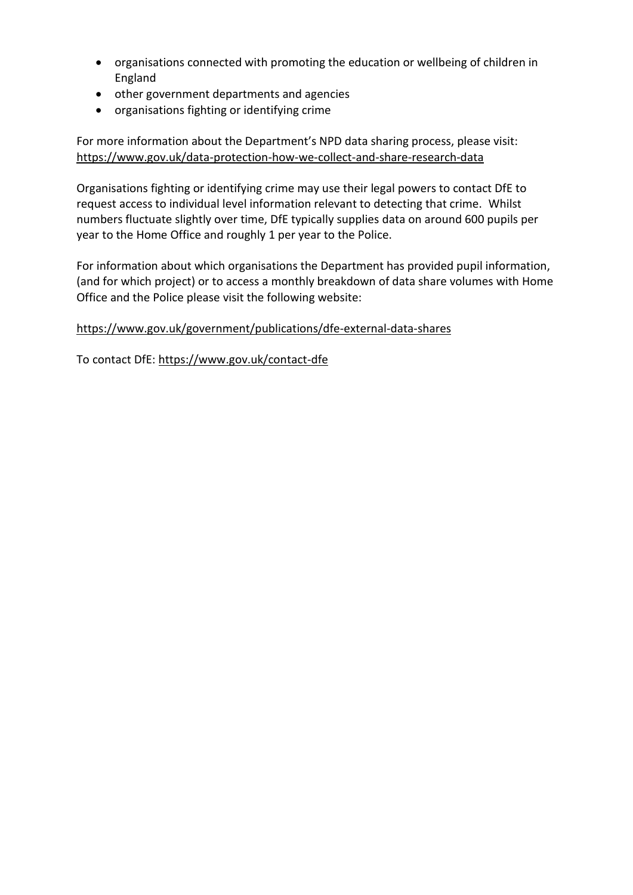- organisations connected with promoting the education or wellbeing of children in England
- other government departments and agencies
- organisations fighting or identifying crime

For more information about the Department's NPD data sharing process, please visit: https://www.gov.uk/data-protection-how-we-collect-and-share-research-data

Organisations fighting or identifying crime may use their legal powers to contact DfE to request access to individual level information relevant to detecting that crime. Whilst numbers fluctuate slightly over time, DfE typically supplies data on around 600 pupils per year to the Home Office and roughly 1 per year to the Police.

For information about which organisations the Department has provided pupil information, (and for which project) or to access a monthly breakdown of data share volumes with Home Office and the Police please visit the following website:

https://www.gov.uk/government/publications/dfe-external-data-shares

To contact DfE: https://www.gov.uk/contact-dfe